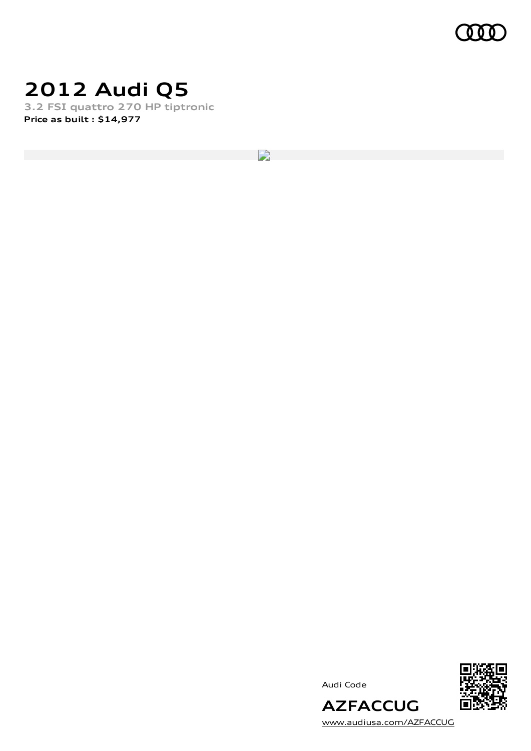# 2012 Audi Q5

**3.2 FSI quattro 270 HP tiptronic**

**Price as built : $14,977**

Audi Code

**AZFACCUG**

www.audiusa.com/AZFACCUG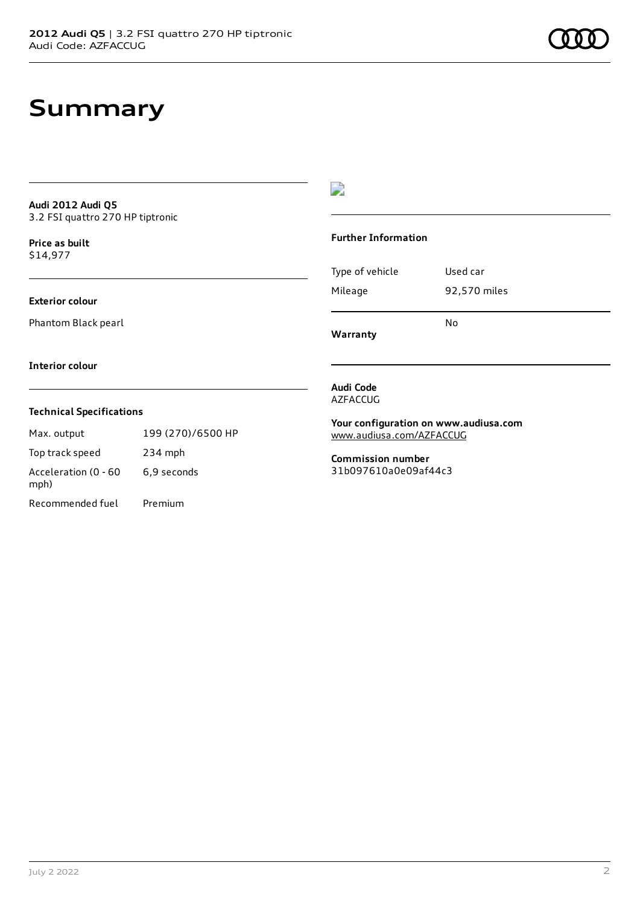# Summary

**Audi 2012 Audi Q5**
3.2 FSI quattro 270 HP tiptronic

**Price as built**
$14,977

**Exterior colour**

Phantom Black pearl

**Interior colour**

**Technical Specifications**

| | |
|---|---|
| Max. output | 199 (270)/6500 HP |
| Top track speed | 234 mph |
| Acceleration (0 - 60 mph) | 6,9 seconds |
| Recommended fuel | Premium |

**Further Information**

| | |
|---|---|
| Type of vehicle | Used car |
| Mileage | 92,570 miles |
| **Warranty** | No |

**Audi Code**
AZFACCUG

**Your configuration on www.audiusa.com**
www.audiusa.com/AZFACCUG

**Commission number**
31b097610a0e09af44c3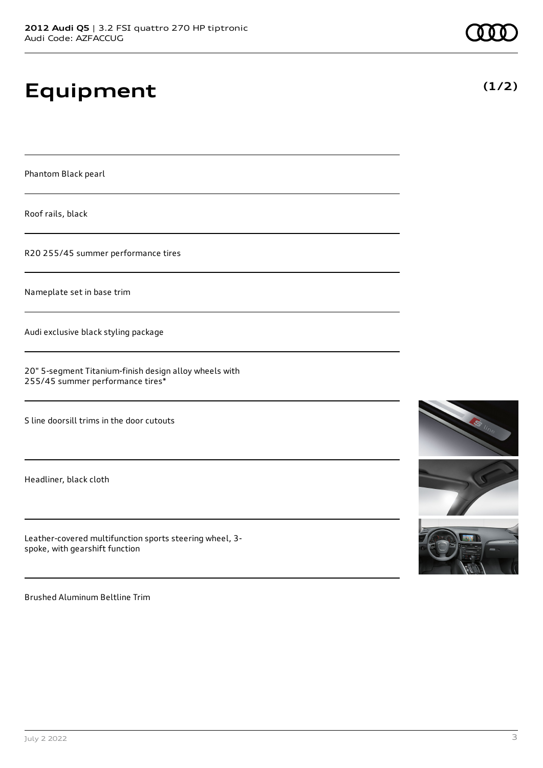# Equipment

**(1/2)**

Phantom Black pearl

Roof rails, black

R20 255/45 summer performance tires

Nameplate set in base trim

Audi exclusive black styling package

20" 5-segment Titanium-finish design alloy wheels with 255/45 summer performance tires*

S line doorsill trims in the door cutouts

Headliner, black cloth

Leather-covered multifunction sports steering wheel, 3-spoke, with gearshift function

Brushed Aluminum Beltline Trim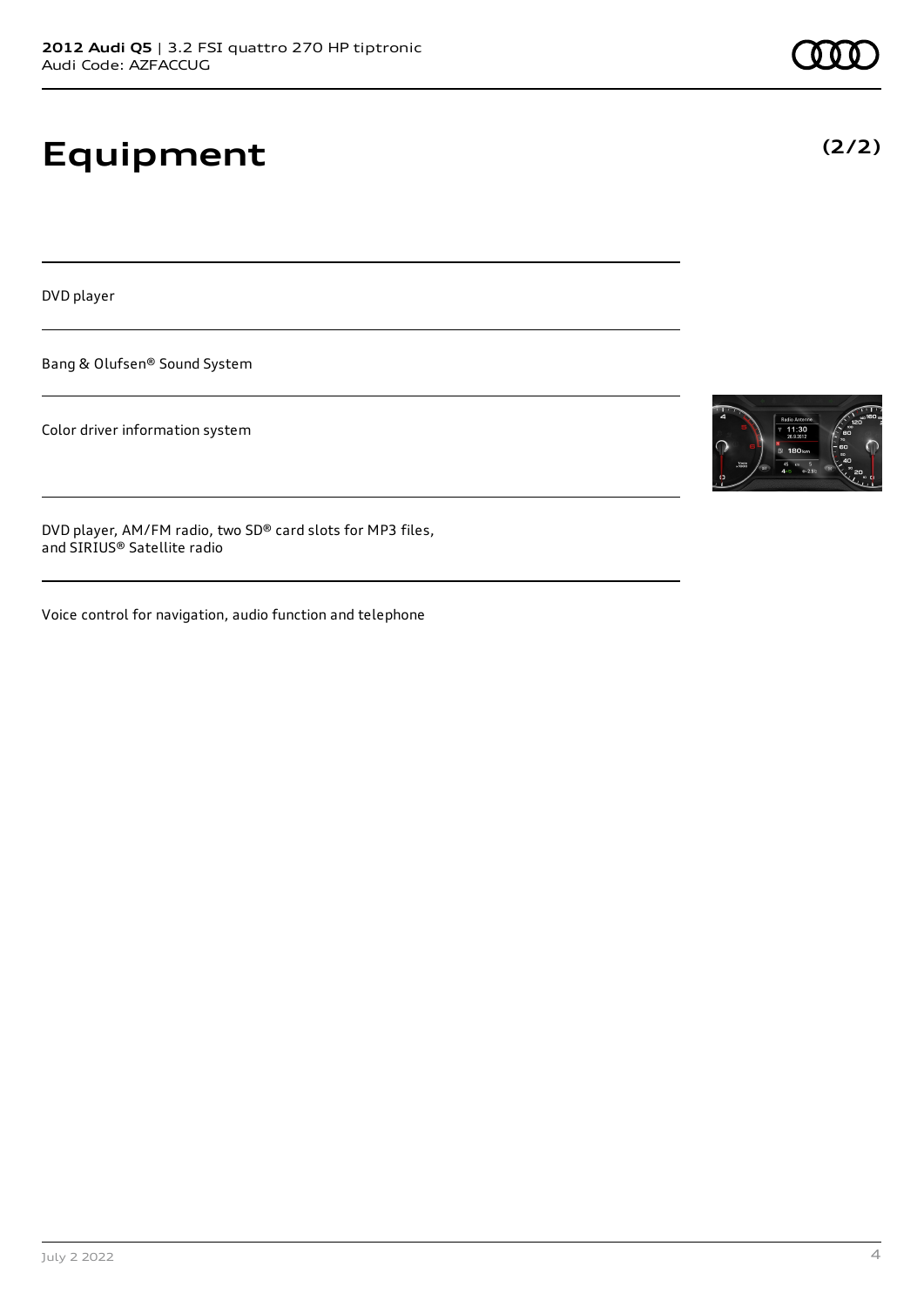# Equipment

**(2/2)**

DVD player

Bang & Olufsen® Sound System

Color driver information system

DVD player, AM/FM radio, two SD® card slots for MP3 files, and SIRIUS® Satellite radio

Voice control for navigation, audio function and telephone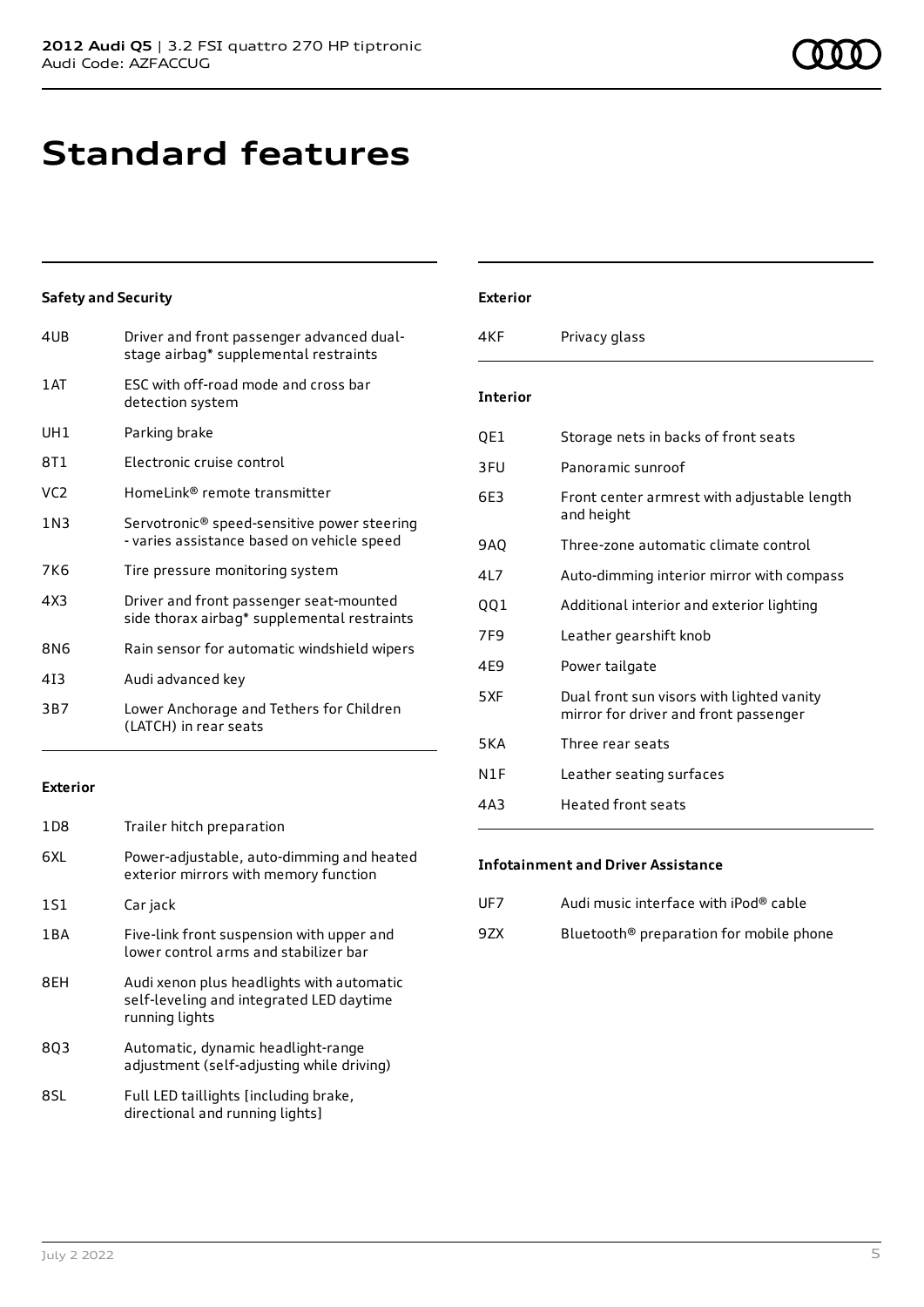# Standard features

### Safety and Security

| | |
|---|---|
| 4UB | Driver and front passenger advanced dual-stage airbag* supplemental restraints |
| 1AT | ESC with off-road mode and cross bar detection system |
| UH1 | Parking brake |
| 8T1 | Electronic cruise control |
| VC2 | HomeLink® remote transmitter |
| 1N3 | Servotronic® speed-sensitive power steering - varies assistance based on vehicle speed |
| 7K6 | Tire pressure monitoring system |
| 4X3 | Driver and front passenger seat-mounted side thorax airbag* supplemental restraints |
| 8N6 | Rain sensor for automatic windshield wipers |
| 4I3 | Audi advanced key |
| 3B7 | Lower Anchorage and Tethers for Children (LATCH) in rear seats |

### Exterior

| | |
|---|---|
| 1D8 | Trailer hitch preparation |
| 6XL | Power-adjustable, auto-dimming and heated exterior mirrors with memory function |
| 1S1 | Car jack |
| 1BA | Five-link front suspension with upper and lower control arms and stabilizer bar |
| 8EH | Audi xenon plus headlights with automatic self-leveling and integrated LED daytime running lights |
| 8Q3 | Automatic, dynamic headlight-range adjustment (self-adjusting while driving) |
| 8SL | Full LED taillights [including brake, directional and running lights] |

### Exterior

| | |
|---|---|
| 4KF | Privacy glass |

### Interior

| | |
|---|---|
| QE1 | Storage nets in backs of front seats |
| 3FU | Panoramic sunroof |
| 6E3 | Front center armrest with adjustable length and height |
| 9AQ | Three-zone automatic climate control |
| 4L7 | Auto-dimming interior mirror with compass |
| QQ1 | Additional interior and exterior lighting |
| 7F9 | Leather gearshift knob |
| 4E9 | Power tailgate |
| 5XF | Dual front sun visors with lighted vanity mirror for driver and front passenger |
| 5KA | Three rear seats |
| N1F | Leather seating surfaces |
| 4A3 | Heated front seats |

### Infotainment and Driver Assistance

| | |
|---|---|
| UF7 | Audi music interface with iPod® cable |
| 9ZX | Bluetooth® preparation for mobile phone |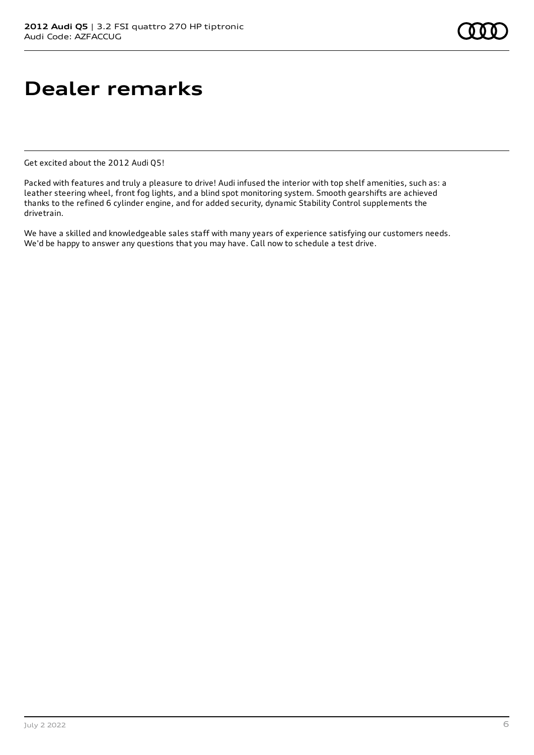# Dealer remarks

Get excited about the 2012 Audi Q5!

Packed with features and truly a pleasure to drive! Audi infused the interior with top shelf amenities, such as: a leather steering wheel, front fog lights, and a blind spot monitoring system. Smooth gearshifts are achieved thanks to the refined 6 cylinder engine, and for added security, dynamic Stability Control supplements the drivetrain.

We have a skilled and knowledgeable sales staff with many years of experience satisfying our customers needs. We'd be happy to answer any questions that you may have. Call now to schedule a test drive.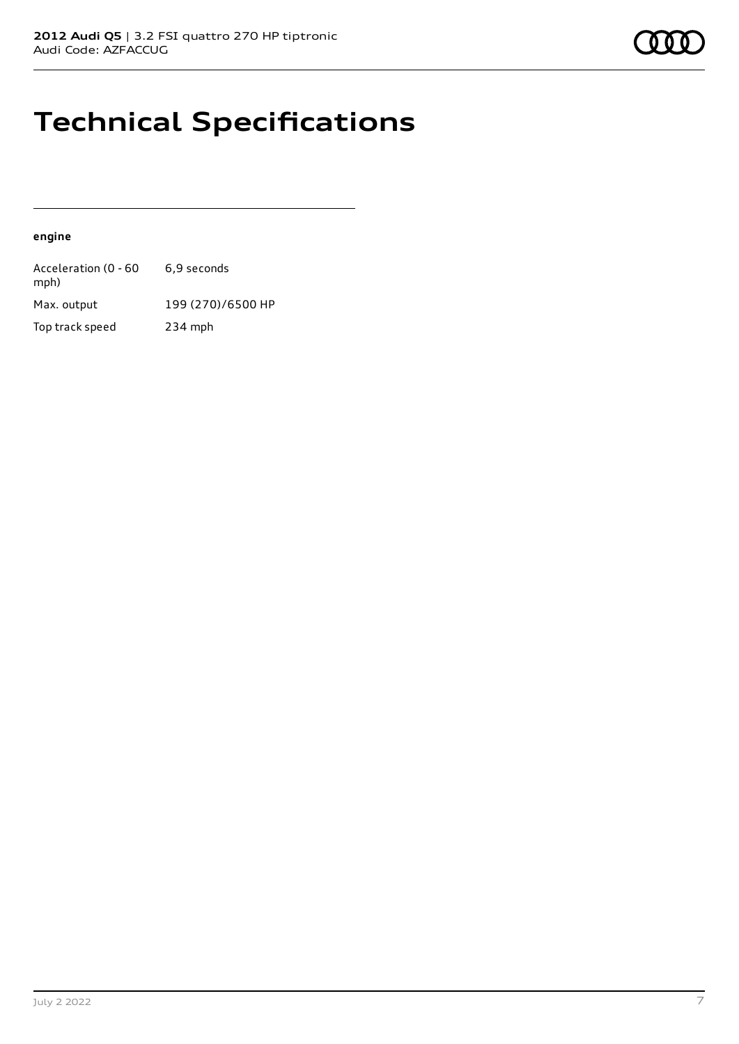# Technical Specifications

**engine**

| | |
|---|---|
| Acceleration (0 - 60 mph) | 6,9 seconds |
| Max. output | 199 (270)/6500 HP |
| Top track speed | 234 mph |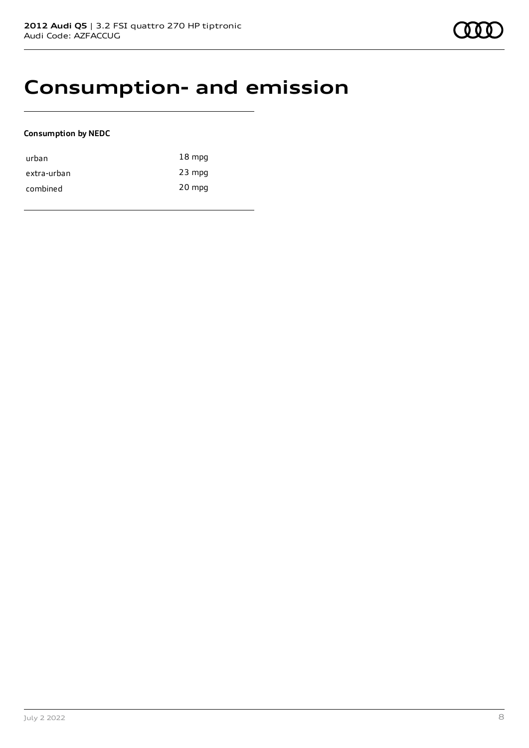# Consumption- and emission

**Consumption by NEDC**

| | |
|---|---|
| urban | 18 mpg |
| extra-urban | 23 mpg |
| combined | 20 mpg |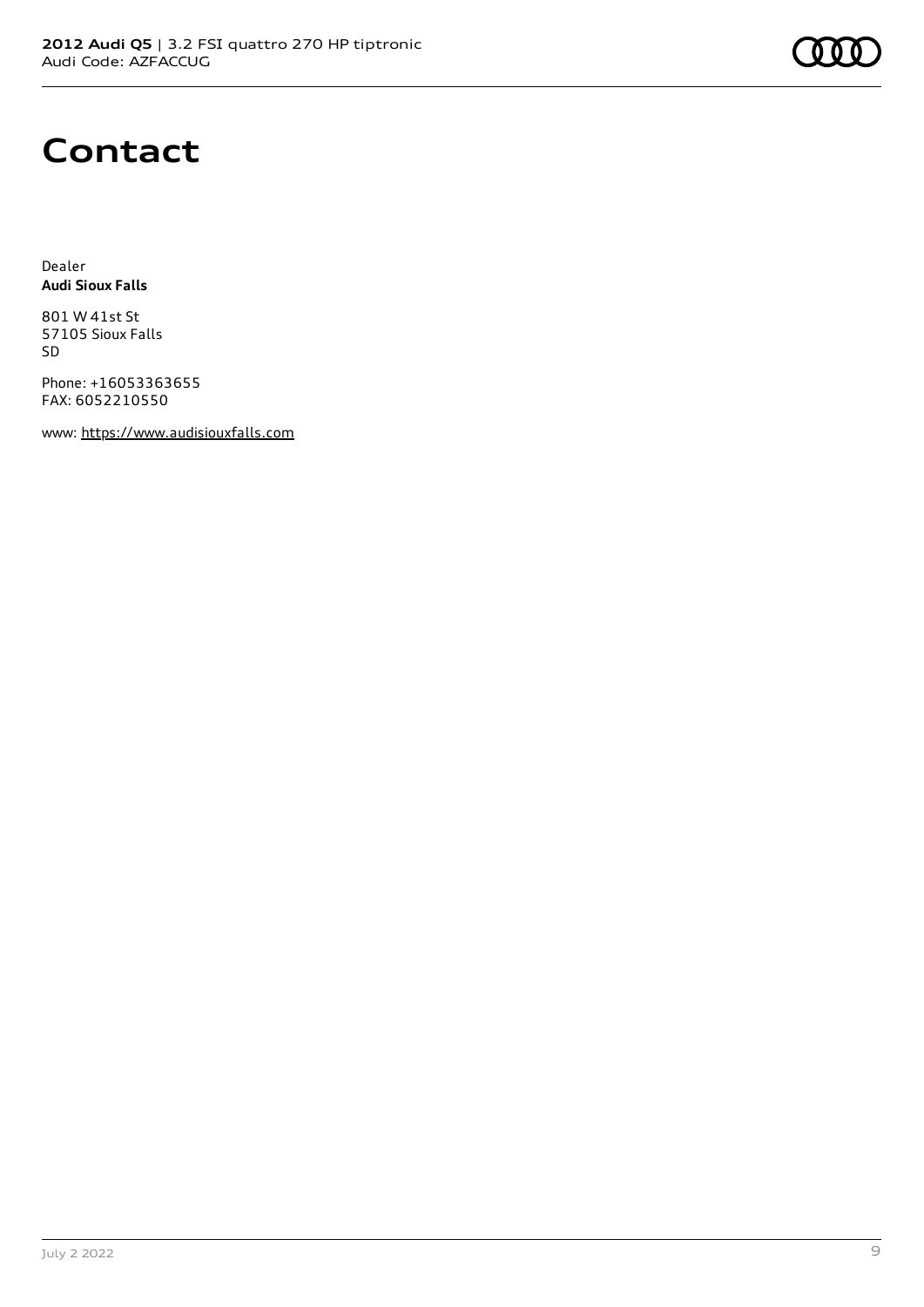# Contact

Dealer
**Audi Sioux Falls**

801 W 41st St
57105 Sioux Falls
SD

Phone: +16053363655
FAX: 6052210550

www: https://www.audisiouxfalls.com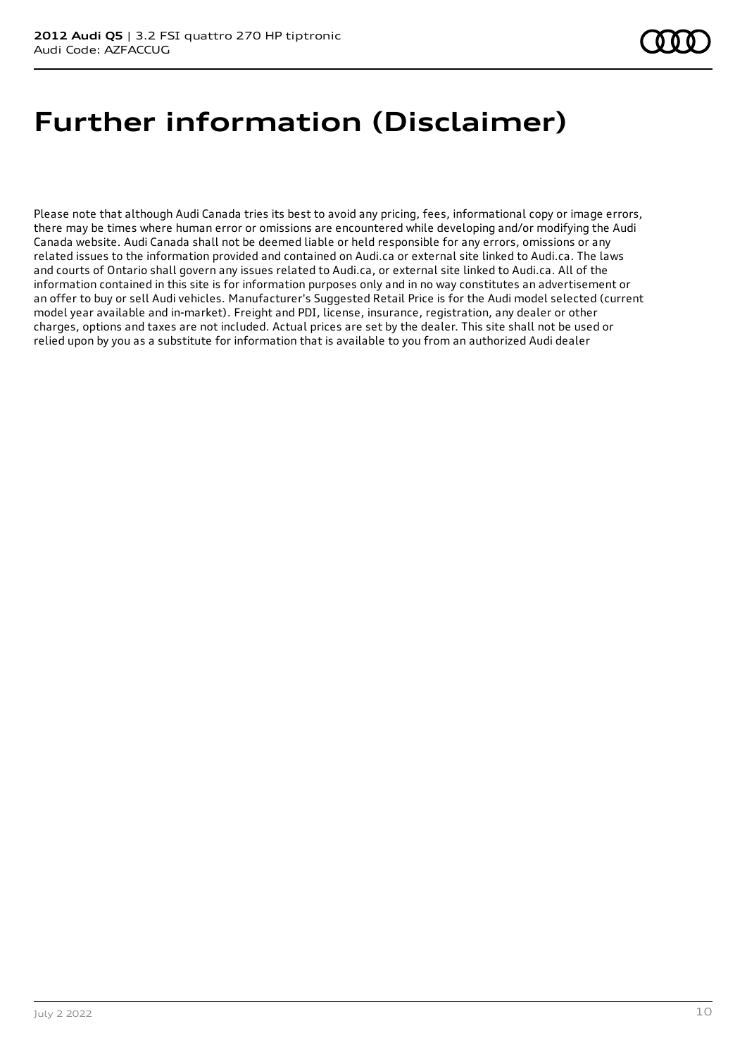# Further information (Disclaimer)

Please note that although Audi Canada tries its best to avoid any pricing, fees, informational copy or image errors, there may be times where human error or omissions are encountered while developing and/or modifying the Audi Canada website. Audi Canada shall not be deemed liable or held responsible for any errors, omissions or any related issues to the information provided and contained on Audi.ca or external site linked to Audi.ca. The laws and courts of Ontario shall govern any issues related to Audi.ca, or external site linked to Audi.ca. All of the information contained in this site is for information purposes only and in no way constitutes an advertisement or an offer to buy or sell Audi vehicles. Manufacturer's Suggested Retail Price is for the Audi model selected (current model year available and in-market). Freight and PDI, license, insurance, registration, any dealer or other charges, options and taxes are not included. Actual prices are set by the dealer. This site shall not be used or relied upon by you as a substitute for information that is available to you from an authorized Audi dealer